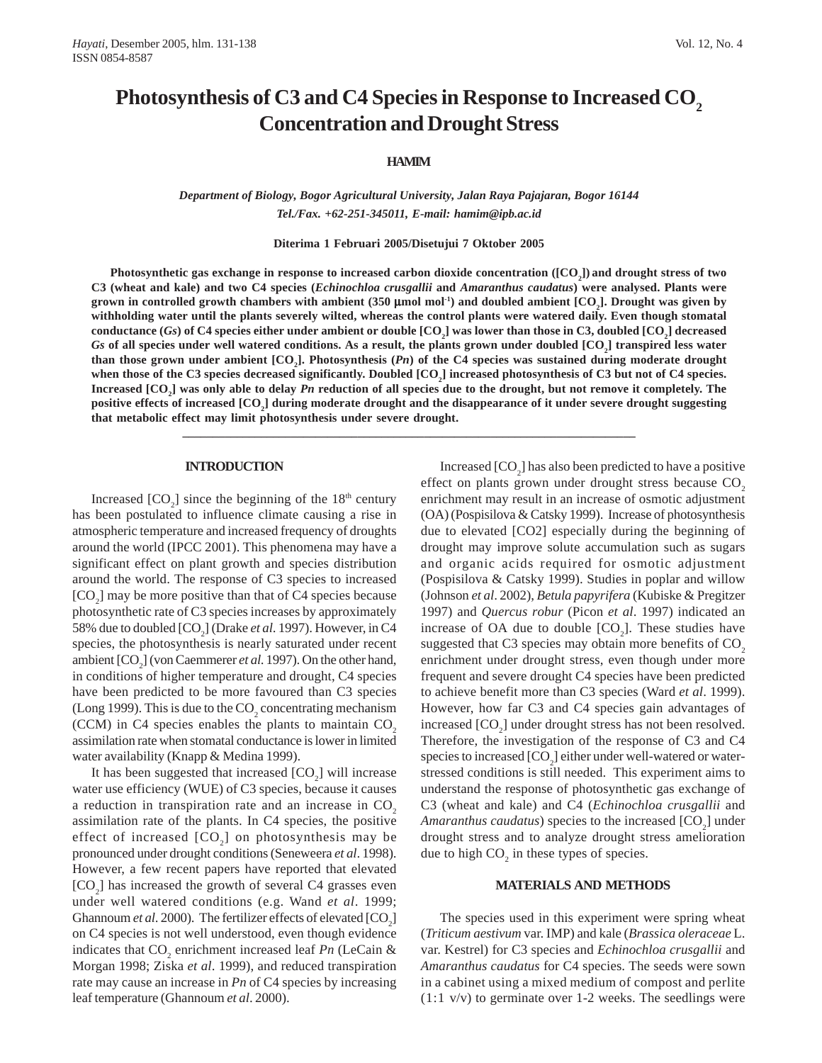# Photosynthesis of C3 and C4 Species in Response to Increased $CO_2$ Concentration and Drought Stress

**HAMIM**

***Department of Biology, Bogor Agricultural University, Jalan Raya Pajajaran, Bogor 16144***
***Tel./Fax. +62-251-345011, E-mail: hamim@ipb.ac.id***

**Diterima 1 Februari 2005/Disetujui 7 Oktober 2005**

**Photosynthetic gas exchange in response to increased carbon dioxide concentration ([$CO_2$]) and drought stress of two C3 (wheat and kale) and two C4 species (*Echinochloa crusgallii* and *Amaranthus caudatus*) were analysed. Plants were grown in controlled growth chambers with ambient (350 µmol mol$^{-1}$) and doubled ambient [$CO_2$]. Drought was given by withholding water until the plants severely wilted, whereas the control plants were watered daily. Even though stomatal conductance (*Gs*) of C4 species either under ambient or double [$CO_2$] was lower than those in C3, doubled [$CO_2$] decreased *Gs* of all species under well watered conditions. As a result, the plants grown under doubled [$CO_2$] transpired less water than those grown under ambient [$CO_2$]. Photosynthesis (*Pn*) of the C4 species was sustained during moderate drought when those of the C3 species decreased significantly. Doubled [$CO_2$] increased photosynthesis of C3 but not of C4 species. Increased [$CO_2$] was only able to delay *Pn* reduction of all species due to the drought, but not remove it completely. The positive effects of increased [$CO_2$] during moderate drought and the disappearance of it under severe drought suggesting that metabolic effect may limit photosynthesis under severe drought.**

---

## INTRODUCTION

Increased [$CO_2$] since the beginning of the 18$^{th}$ century has been postulated to influence climate causing a rise in atmospheric temperature and increased frequency of droughts around the world (IPCC 2001). This phenomena may have a significant effect on plant growth and species distribution around the world. The response of C3 species to increased [$CO_2$] may be more positive than that of C4 species because photosynthetic rate of C3 species increases by approximately 58% due to doubled [$CO_2$] (Drake *et al*. 1997). However, in C4 species, the photosynthesis is nearly saturated under recent ambient [$CO_2$] (von Caemmerer *et al.* 1997). On the other hand, in conditions of higher temperature and drought, C4 species have been predicted to be more favoured than C3 species (Long 1999). This is due to the $CO_2$ concentrating mechanism (CCM) in C4 species enables the plants to maintain $CO_2$ assimilation rate when stomatal conductance is lower in limited water availability (Knapp & Medina 1999).

It has been suggested that increased [$CO_2$] will increase water use efficiency (WUE) of C3 species, because it causes a reduction in transpiration rate and an increase in $CO_2$ assimilation rate of the plants. In C4 species, the positive effect of increased [$CO_2$] on photosynthesis may be pronounced under drought conditions (Seneweera *et al*. 1998). However, a few recent papers have reported that elevated [$CO_2$] has increased the growth of several C4 grasses even under well watered conditions (e.g. Wand *et al*. 1999; Ghannoum *et al*. 2000). The fertilizer effects of elevated [$CO_2$] on C4 species is not well understood, even though evidence indicates that $CO_2$ enrichment increased leaf *Pn* (LeCain & Morgan 1998; Ziska *et al*. 1999), and reduced transpiration rate may cause an increase in *Pn* of C4 species by increasing leaf temperature (Ghannoum *et al*. 2000).

Increased [$CO_2$] has also been predicted to have a positive effect on plants grown under drought stress because $CO_2$ enrichment may result in an increase of osmotic adjustment (OA) (Pospisilova & Catsky 1999). Increase of photosynthesis due to elevated [CO2] especially during the beginning of drought may improve solute accumulation such as sugars and organic acids required for osmotic adjustment (Pospisilova & Catsky 1999). Studies in poplar and willow (Johnson *et al*. 2002), *Betula papyrifera* (Kubiske & Pregitzer 1997) and *Quercus robur* (Picon *et al*. 1997) indicated an increase of OA due to double [$CO_2$]. These studies have suggested that C3 species may obtain more benefits of $CO_2$ enrichment under drought stress, even though under more frequent and severe drought C4 species have been predicted to achieve benefit more than C3 species (Ward *et al*. 1999). However, how far C3 and C4 species gain advantages of increased [$CO_2$] under drought stress has not been resolved. Therefore, the investigation of the response of C3 and C4 species to increased [$CO_2$] either under well-watered or water-stressed conditions is still needed. This experiment aims to understand the response of photosynthetic gas exchange of C3 (wheat and kale) and C4 (*Echinochloa crusgallii* and *Amaranthus caudatus*) species to the increased [$CO_2$] under drought stress and to analyze drought stress amelioration due to high $CO_2$ in these types of species.

## MATERIALS AND METHODS

The species used in this experiment were spring wheat (*Triticum aestivum* var. IMP) and kale (*Brassica oleraceae* L. var. Kestrel) for C3 species and *Echinochloa crusgallii* and *Amaranthus caudatus* for C4 species. The seeds were sown in a cabinet using a mixed medium of compost and perlite (1:1 v/v) to germinate over 1-2 weeks. The seedlings were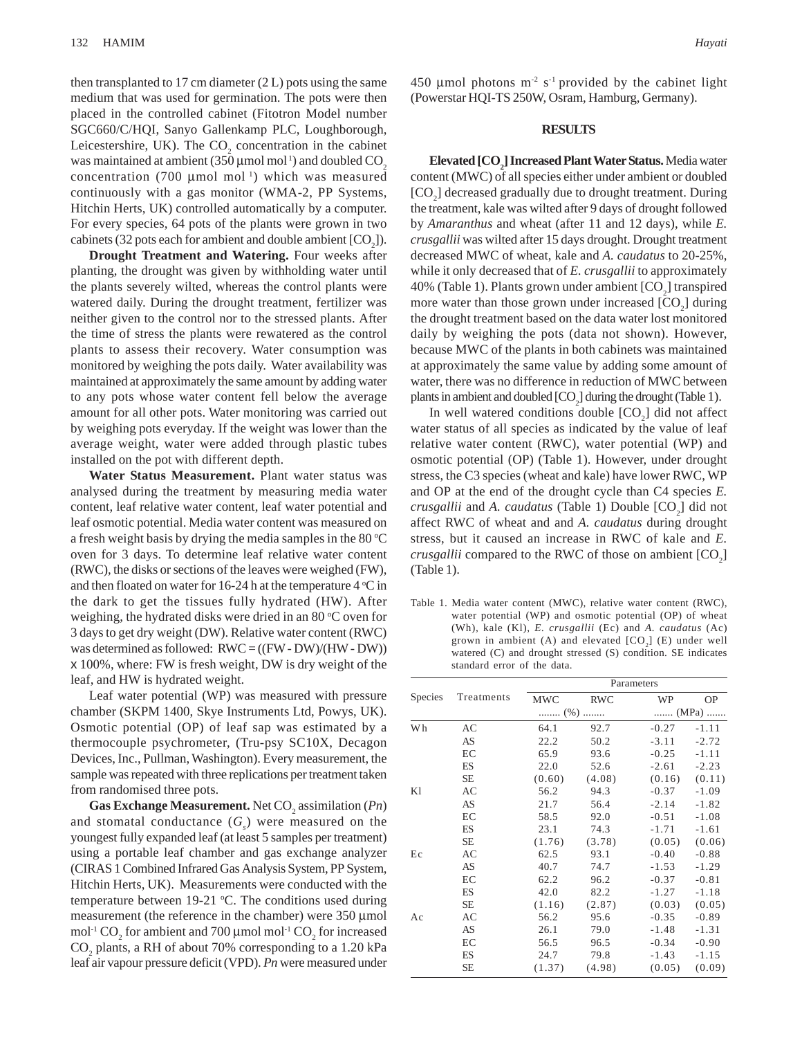then transplanted to 17 cm diameter (2 L) pots using the same medium that was used for germination. The pots were then placed in the controlled cabinet (Fitotron Model number SGC660/C/HQI, Sanyo Gallenkamp PLC, Loughborough, Leicestershire, UK). The $CO_2$ concentration in the cabinet was maintained at ambient (350 µmol mol$^{-1}$) and doubled $CO_2$ concentration (700 µmol mol$^{-1}$) which was measured continuously with a gas monitor (WMA-2, PP Systems, Hitchin Herts, UK) controlled automatically by a computer. For every species, 64 pots of the plants were grown in two cabinets (32 pots each for ambient and double ambient [$CO_2$]).

**Drought Treatment and Watering.** Four weeks after planting, the drought was given by withholding water until the plants severely wilted, whereas the control plants were watered daily. During the drought treatment, fertilizer was neither given to the control nor to the stressed plants. After the time of stress the plants were rewatered as the control plants to assess their recovery. Water consumption was monitored by weighing the pots daily. Water availability was maintained at approximately the same amount by adding water to any pots whose water content fell below the average amount for all other pots. Water monitoring was carried out by weighing pots everyday. If the weight was lower than the average weight, water were added through plastic tubes installed on the pot with different depth.

**Water Status Measurement.** Plant water status was analysed during the treatment by measuring media water content, leaf relative water content, leaf water potential and leaf osmotic potential. Media water content was measured on a fresh weight basis by drying the media samples in the 80 °C oven for 3 days. To determine leaf relative water content (RWC), the disks or sections of the leaves were weighed (FW), and then floated on water for 16-24 h at the temperature 4 °C in the dark to get the tissues fully hydrated (HW). After weighing, the hydrated disks were dried in an 80 °C oven for 3 days to get dry weight (DW). Relative water content (RWC) was determined as followed: $RWC = ((FW - DW)/(HW - DW)) \times 100\%$, where: FW is fresh weight, DW is dry weight of the leaf, and HW is hydrated weight.

Leaf water potential (WP) was measured with pressure chamber (SKPM 1400, Skye Instruments Ltd, Powys, UK). Osmotic potential (OP) of leaf sap was estimated by a thermocouple psychrometer, (Tru-psy SC10X, Decagon Devices, Inc., Pullman, Washington). Every measurement, the sample was repeated with three replications per treatment taken from randomised three pots.

**Gas Exchange Measurement.** Net $CO_2$ assimilation (*Pn*) and stomatal conductance ($G_s$) were measured on the youngest fully expanded leaf (at least 5 samples per treatment) using a portable leaf chamber and gas exchange analyzer (CIRAS 1 Combined Infrared Gas Analysis System, PP System, Hitchin Herts, UK). Measurements were conducted with the temperature between 19-21 °C. The conditions used during measurement (the reference in the chamber) were 350 µmol mol$^{-1}$ $CO_2$ for ambient and 700 µmol mol$^{-1}$ $CO_2$ for increased $CO_2$ plants, a RH of about 70% corresponding to a 1.20 kPa leaf air vapour pressure deficit (VPD). *Pn* were measured under 450 µmol photons m$^{-2}$ s$^{-1}$ provided by the cabinet light (Powerstar HQI-TS 250W, Osram, Hamburg, Germany).

## RESULTS

**Elevated [$CO_2$] Increased Plant Water Status.** Media water content (MWC) of all species either under ambient or doubled [$CO_2$] decreased gradually due to drought treatment. During the treatment, kale was wilted after 9 days of drought followed by *Amaranthus* and wheat (after 11 and 12 days), while *E. crusgallii* was wilted after 15 days drought. Drought treatment decreased MWC of wheat, kale and *A. caudatus* to 20-25%, while it only decreased that of *E. crusgallii* to approximately 40% (Table 1). Plants grown under ambient [$CO_2$] transpired more water than those grown under increased [$CO_2$] during the drought treatment based on the data water lost monitored daily by weighing the pots (data not shown). However, because MWC of the plants in both cabinets was maintained at approximately the same value by adding some amount of water, there was no difference in reduction of MWC between plants in ambient and doubled [$CO_2$] during the drought (Table 1).

In well watered conditions double [$CO_2$] did not affect water status of all species as indicated by the value of leaf relative water content (RWC), water potential (WP) and osmotic potential (OP) (Table 1). However, under drought stress, the C3 species (wheat and kale) have lower RWC, WP and OP at the end of the drought cycle than C4 species *E. crusgallii* and *A. caudatus* (Table 1) Double [$CO_2$] did not affect RWC of wheat and and *A. caudatus* during drought stress, but it caused an increase in RWC of kale and *E. crusgallii* compared to the RWC of those on ambient [$CO_2$] (Table 1).

Table 1. Media water content (MWC), relative water content (RWC), water potential (WP) and osmotic potential (OP) of wheat (Wh), kale (Kl), *E. crusgallii* (Ec) and *A. caudatus* (Ac) grown in ambient (A) and elevated [$CO_2$] (E) under well watered (C) and drought stressed (S) condition. SE indicates standard error of the data.

| Species | Treatments | Parameters | | | |
|---|---|---|---|---|---|
| | | MWC | RWC | WP | OP |
| | | ........ (%) ........ | | ....... (MPa) ....... | |
| Wh | AC | 64.1 | 92.7 | -0.27 | -1.11 |
| | AS | 22.2 | 50.2 | -3.11 | -2.72 |
| | EC | 65.9 | 93.6 | -0.25 | -1.11 |
| | ES | 22.0 | 52.6 | -2.61 | -2.23 |
| | SE | (0.60) | (4.08) | (0.16) | (0.11) |
| Kl | AC | 56.2 | 94.3 | -0.37 | -1.09 |
| | AS | 21.7 | 56.4 | -2.14 | -1.82 |
| | EC | 58.5 | 92.0 | -0.51 | -1.08 |
| | ES | 23.1 | 74.3 | -1.71 | -1.61 |
| | SE | (1.76) | (3.78) | (0.05) | (0.06) |
| Ec | AC | 62.5 | 93.1 | -0.40 | -0.88 |
| | AS | 40.7 | 74.7 | -1.53 | -1.29 |
| | EC | 62.2 | 96.2 | -0.37 | -0.81 |
| | ES | 42.0 | 82.2 | -1.27 | -1.18 |
| | SE | (1.16) | (2.87) | (0.03) | (0.05) |
| Ac | AC | 56.2 | 95.6 | -0.35 | -0.89 |
| | AS | 26.1 | 79.0 | -1.48 | -1.31 |
| | EC | 56.5 | 96.5 | -0.34 | -0.90 |
| | ES | 24.7 | 79.8 | -1.43 | -1.15 |
| | SE | (1.37) | (4.98) | (0.05) | (0.09) |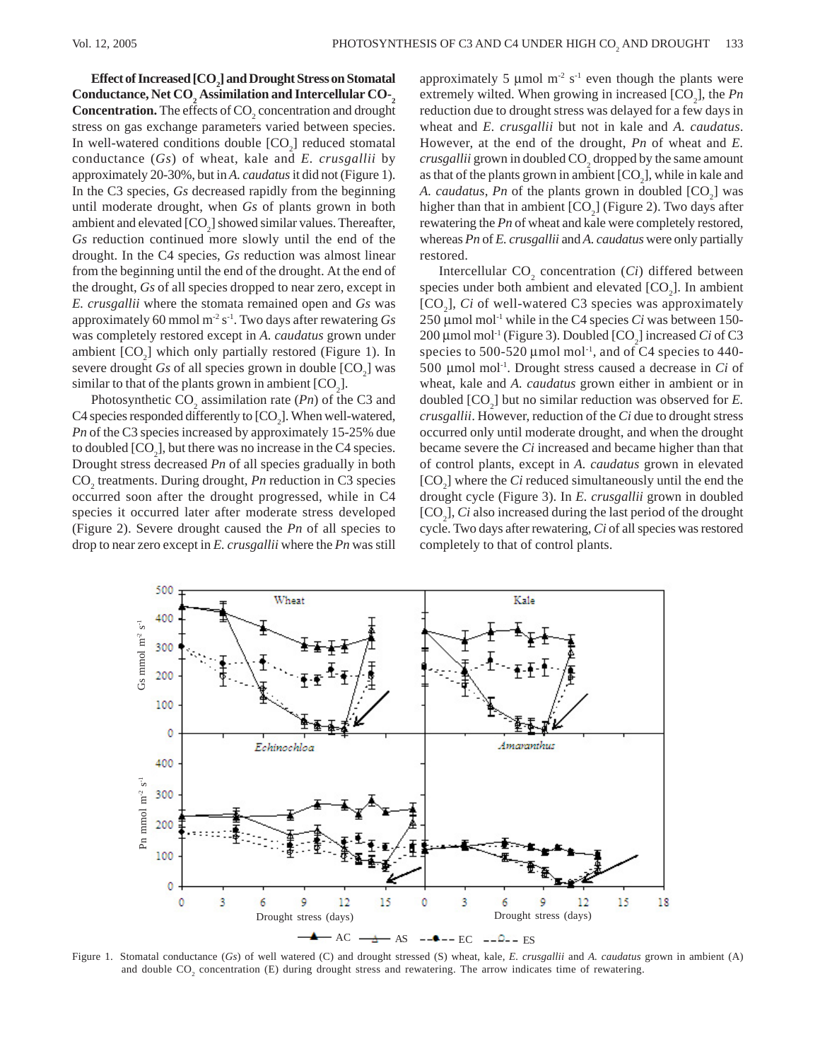**Effect of Increased [$CO_2$] and Drought Stress on Stomatal Conductance, Net $CO_2$ Assimilation and Intercellular $CO_2$ Concentration.** The effects of $CO_2$ concentration and drought stress on gas exchange parameters varied between species. In well-watered conditions double [$CO_2$] reduced stomatal conductance (*Gs*) of wheat, kale and *E. crusgallii* by approximately 20-30%, but in *A. caudatus* it did not (Figure 1). In the C3 species, *Gs* decreased rapidly from the beginning until moderate drought, when *Gs* of plants grown in both ambient and elevated [$CO_2$] showed similar values. Thereafter, *Gs* reduction continued more slowly until the end of the drought. In the C4 species, *Gs* reduction was almost linear from the beginning until the end of the drought. At the end of the drought, *Gs* of all species dropped to near zero, except in *E. crusgallii* where the stomata remained open and *Gs* was approximately 60 mmol $m^{-2}$ $s^{-1}$. Two days after rewatering *Gs* was completely restored except in *A. caudatus* grown under ambient [$CO_2$] which only partially restored (Figure 1). In severe drought *Gs* of all species grown in double [$CO_2$] was similar to that of the plants grown in ambient [$CO_2$].

Photosynthetic $CO_2$ assimilation rate (*Pn*) of the C3 and C4 species responded differently to [$CO_2$]. When well-watered, *Pn* of the C3 species increased by approximately 15-25% due to doubled [$CO_2$], but there was no increase in the C4 species. Drought stress decreased *Pn* of all species gradually in both $CO_2$ treatments. During drought, *Pn* reduction in C3 species occurred soon after the drought progressed, while in C4 species it occurred later after moderate stress developed (Figure 2). Severe drought caused the *Pn* of all species to drop to near zero except in *E. crusgallii* where the *Pn* was still approximately 5 µmol $m^{-2}$ $s^{-1}$ even though the plants were extremely wilted. When growing in increased [$CO_2$], the *Pn* reduction due to drought stress was delayed for a few days in wheat and *E. crusgallii* but not in kale and *A. caudatus*. However, at the end of the drought, *Pn* of wheat and *E. crusgallii* grown in doubled $CO_2$ dropped by the same amount as that of the plants grown in ambient [$CO_2$], while in kale and *A. caudatus*, *Pn* of the plants grown in doubled [$CO_2$] was higher than that in ambient [$CO_2$] (Figure 2). Two days after rewatering the *Pn* of wheat and kale were completely restored, whereas *Pn* of *E. crusgallii* and *A. caudatus* were only partially restored.

Intercellular $CO_2$ concentration (*Ci*) differed between species under both ambient and elevated [$CO_2$]. In ambient [$CO_2$], *Ci* of well-watered C3 species was approximately 250 µmol $mol^{-1}$ while in the C4 species *Ci* was between 150-200 µmol $mol^{-1}$ (Figure 3). Doubled [$CO_2$] increased *Ci* of C3 species to 500-520 µmol $mol^{-1}$, and of C4 species to 440-500 µmol $mol^{-1}$. Drought stress caused a decrease in *Ci* of wheat, kale and *A. caudatus* grown either in ambient or in doubled [$CO_2$] but no similar reduction was observed for *E. crusgallii*. However, reduction of the *Ci* due to drought stress occurred only until moderate drought, and when the drought became severe the *Ci* increased and became higher than that of control plants, except in *A. caudatus* grown in elevated [$CO_2$] where the *Ci* reduced simultaneously until the end the drought cycle (Figure 3). In *E. crusgallii* grown in doubled [$CO_2$], *Ci* also increased during the last period of the drought cycle. Two days after rewatering, *Ci* of all species was restored completely to that of control plants.

Figure 1. Stomatal conductance (*Gs*) of well watered (C) and drought stressed (S) wheat, kale, *E. crusgallii* and *A. caudatus* grown in ambient (A) and double $CO_2$ concentration (E) during drought stress and rewatering. The arrow indicates time of rewatering.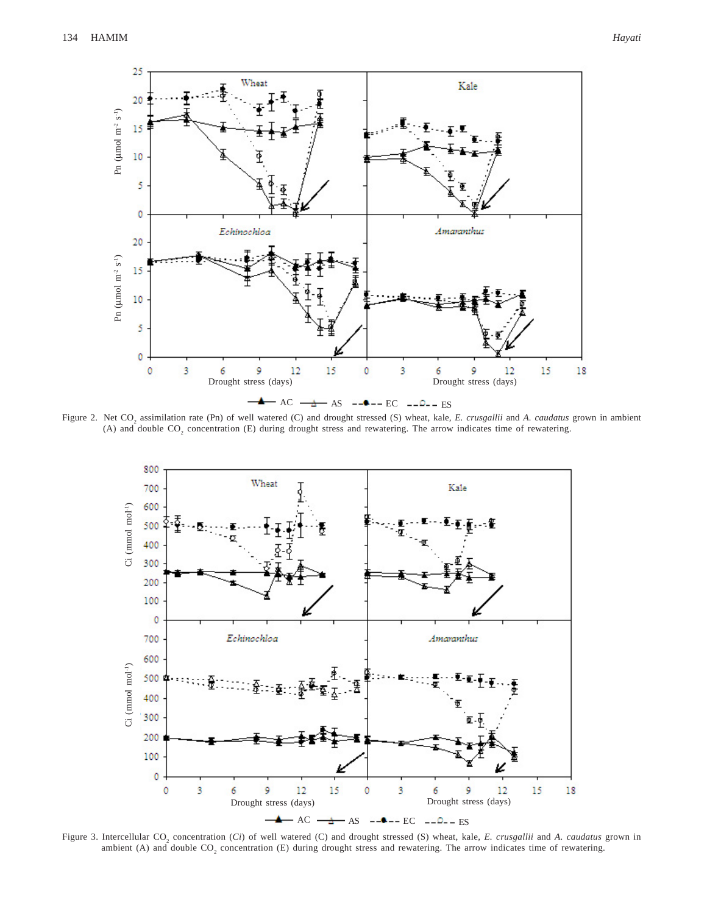Figure 2. Net $CO_2$ assimilation rate (Pn) of well watered (C) and drought stressed (S) wheat, kale, *E. crusgallii* and *A. caudatus* grown in ambient (A) and double $CO_2$ concentration (E) during drought stress and rewatering. The arrow indicates time of rewatering.

Figure 3. Intercellular $CO_2$ concentration (*Ci*) of well watered (C) and drought stressed (S) wheat, kale, *E. crusgallii* and *A. caudatus* grown in ambient (A) and double $CO_2$ concentration (E) during drought stress and rewatering. The arrow indicates time of rewatering.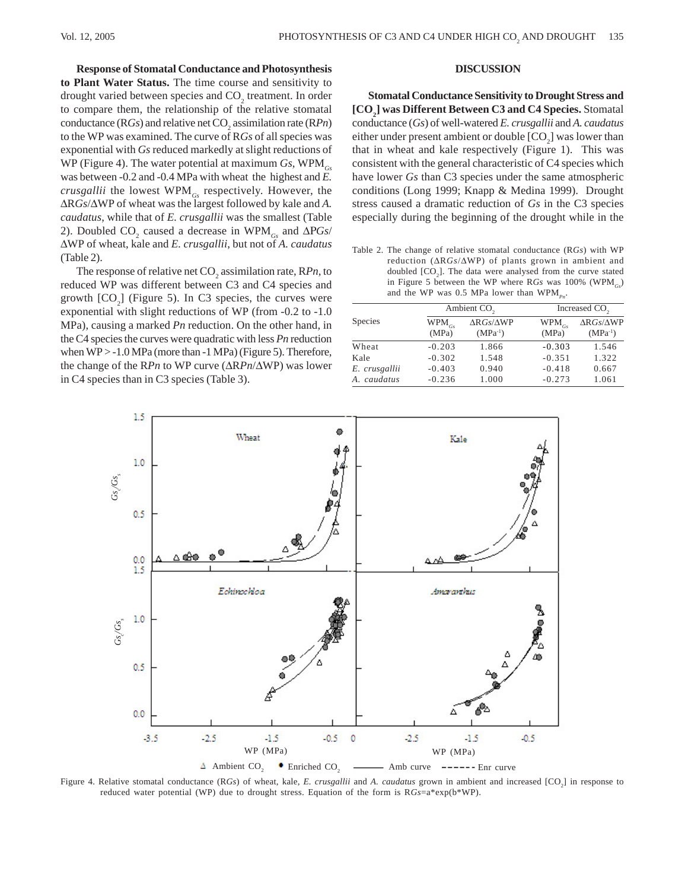**Response of Stomatal Conductance and Photosynthesis to Plant Water Status.** The time course and sensitivity to drought varied between species and $CO_2$ treatment. In order to compare them, the relationship of the relative stomatal conductance (R*Gs*) and relative net $CO_2$ assimilation rate (R*Pn*) to the WP was examined. The curve of R*Gs* of all species was exponential with *Gs* reduced markedly at slight reductions of WP (Figure 4). The water potential at maximum *Gs*, $WPM_{Gs}$ was between -0.2 and -0.4 MPa with wheat the highest and *E. crusgallii* the lowest $WPM_{Gs}$ respectively. However, the $\Delta RGs/\Delta WP$ of wheat was the largest followed by kale and *A. caudatus*, while that of *E. crusgallii* was the smallest (Table 2). Doubled $CO_2$ caused a decrease in $WPM_{Gs}$ and $\Delta PGs/\Delta WP$ of wheat, kale and *E. crusgallii*, but not of *A. caudatus* (Table 2).

The response of relative net $CO_2$ assimilation rate, R*Pn*, to reduced WP was different between C3 and C4 species and growth [$CO_2$] (Figure 5). In C3 species, the curves were exponential with slight reductions of WP (from -0.2 to -1.0 MPa), causing a marked *Pn* reduction. On the other hand, in the C4 species the curves were quadratic with less *Pn* reduction when WP > -1.0 MPa (more than -1 MPa) (Figure 5). Therefore, the change of the R*Pn* to WP curve ($\Delta RPn/\Delta WP$) was lower in C4 species than in C3 species (Table 3).

## DISCUSSION

**Stomatal Conductance Sensitivity to Drought Stress and [$CO_2$] was Different Between C3 and C4 Species.** Stomatal conductance (*Gs*) of well-watered *E. crusgallii* and *A. caudatus* either under present ambient or double [$CO_2$] was lower than that in wheat and kale respectively (Figure 1). This was consistent with the general characteristic of C4 species which have lower *Gs* than C3 species under the same atmospheric conditions (Long 1999; Knapp & Medina 1999). Drought stress caused a dramatic reduction of *Gs* in the C3 species especially during the beginning of the drought while in the

Table 2. The change of relative stomatal conductance (R*Gs*) with WP reduction ($\Delta RGs/\Delta WP$) of plants grown in ambient and doubled [$CO_2$]. The data were analysed from the curve stated in Figure 5 between the WP where R*Gs* was 100% ($WPM_{Gs}$) and the WP was 0.5 MPa lower than $WPM_{Pn}$.

| Species | Ambient $CO_2$ | | Increased $CO_2$ | |
|---|---|---|---|---|
| | $WPM_{Gs}$ (MPa) | $\Delta RGs/\Delta WP$ ($MPa^{-1}$) | $WPM_{Gs}$ (MPa) | $\Delta RGs/\Delta WP$ ($MPa^{-1}$) |
| Wheat | -0.203 | 1.866 | -0.303 | 1.546 |
| Kale | -0.302 | 1.548 | -0.351 | 1.322 |
| *E. crusgallii* | -0.403 | 0.940 | -0.418 | 0.667 |
| *A. caudatus* | -0.236 | 1.000 | -0.273 | 1.061 |

Figure 4. Relative stomatal conductance (R*Gs*) of wheat, kale, *E. crusgallii* and *A. caudatus* grown in ambient and increased [$CO_2$] in response to reduced water potential (WP) due to drought stress. Equation of the form is $RGs = a*\exp(b*WP)$.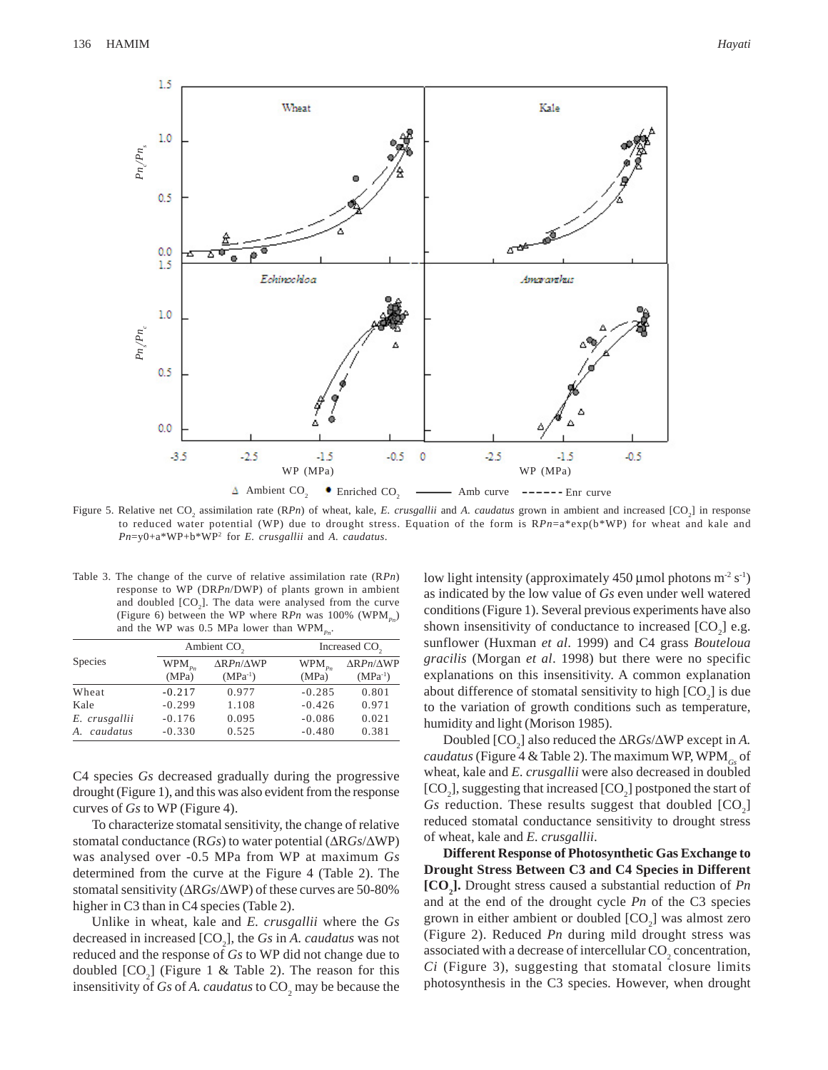Figure 5. Relative net $CO_2$ assimilation rate (R*Pn*) of wheat, kale, *E. crusgallii* and *A. caudatus* grown in ambient and increased $[CO_2]$ in response to reduced water potential (WP) due to drought stress. Equation of the form is R*Pn*=a*exp(b*WP) for wheat and kale and *Pn*=y0+a*WP+b*WP$^2$ for *E. crusgallii* and *A. caudatus*.

Table 3. The change of the curve of relative assimilation rate (R*Pn*) response to WP (DR*Pn*/DWP) of plants grown in ambient and doubled $[CO_2]$. The data were analysed from the curve (Figure 6) between the WP where R*Pn* was 100% ($WPM_{Pn}$) and the WP was 0.5 MPa lower than $WPM_{Pn}$.

| Species | Ambient $CO_2$ | | Increased $CO_2$ | |
|---|---|---|---|---|
| | $WPM_{Pn}$ (MPa) | $\Delta RPn/\Delta WP$ ($MPa^{-1}$) | $WPM_{Pn}$ (MPa) | $\Delta RPn/\Delta WP$ ($MPa^{-1}$) |
| Wheat | -0.217 | 0.977 | -0.285 | 0.801 |
| Kale | -0.299 | 1.108 | -0.426 | 0.971 |
| *E. crusgallii* | -0.176 | 0.095 | -0.086 | 0.021 |
| *A. caudatus* | -0.330 | 0.525 | -0.480 | 0.381 |

C4 species *Gs* decreased gradually during the progressive drought (Figure 1), and this was also evident from the response curves of *Gs* to WP (Figure 4).

To characterize stomatal sensitivity, the change of relative stomatal conductance (R*Gs*) to water potential ($\Delta RGs/\Delta WP$) was analysed over -0.5 MPa from WP at maximum *Gs* determined from the curve at the Figure 4 (Table 2). The stomatal sensitivity ($\Delta RGs/\Delta WP$) of these curves are 50-80% higher in C3 than in C4 species (Table 2).

Unlike in wheat, kale and *E. crusgallii* where the *Gs* decreased in increased $[CO_2]$, the *Gs* in *A. caudatus* was not reduced and the response of *Gs* to WP did not change due to doubled $[CO_2]$ (Figure 1 & Table 2). The reason for this insensitivity of *Gs* of *A. caudatus* to $CO_2$ may be because the low light intensity (approximately 450 µmol photons $m^{-2}$ $s^{-1}$) as indicated by the low value of *Gs* even under well watered conditions (Figure 1). Several previous experiments have also shown insensitivity of conductance to increased $[CO_2]$ e.g. sunflower (Huxman *et al*. 1999) and C4 grass *Bouteloua gracilis* (Morgan *et al*. 1998) but there were no specific explanations on this insensitivity. A common explanation about difference of stomatal sensitivity to high $[CO_2]$ is due to the variation of growth conditions such as temperature, humidity and light (Morison 1985).

Doubled $[CO_2]$ also reduced the $\Delta RGs/\Delta WP$ except in *A. caudatus* (Figure 4 & Table 2). The maximum WP, $WPM_{Gs}$ of wheat, kale and *E. crusgallii* were also decreased in doubled $[CO_2]$, suggesting that increased $[CO_2]$ postponed the start of *Gs* reduction. These results suggest that doubled $[CO_2]$ reduced stomatal conductance sensitivity to drought stress of wheat, kale and *E. crusgallii*.

**Different Response of Photosynthetic Gas Exchange to Drought Stress Between C3 and C4 Species in Different $[CO_2]$.** Drought stress caused a substantial reduction of *Pn* and at the end of the drought cycle *Pn* of the C3 species grown in either ambient or doubled $[CO_2]$ was almost zero (Figure 2). Reduced *Pn* during mild drought stress was associated with a decrease of intercellular $CO_2$ concentration, *Ci* (Figure 3), suggesting that stomatal closure limits photosynthesis in the C3 species. However, when drought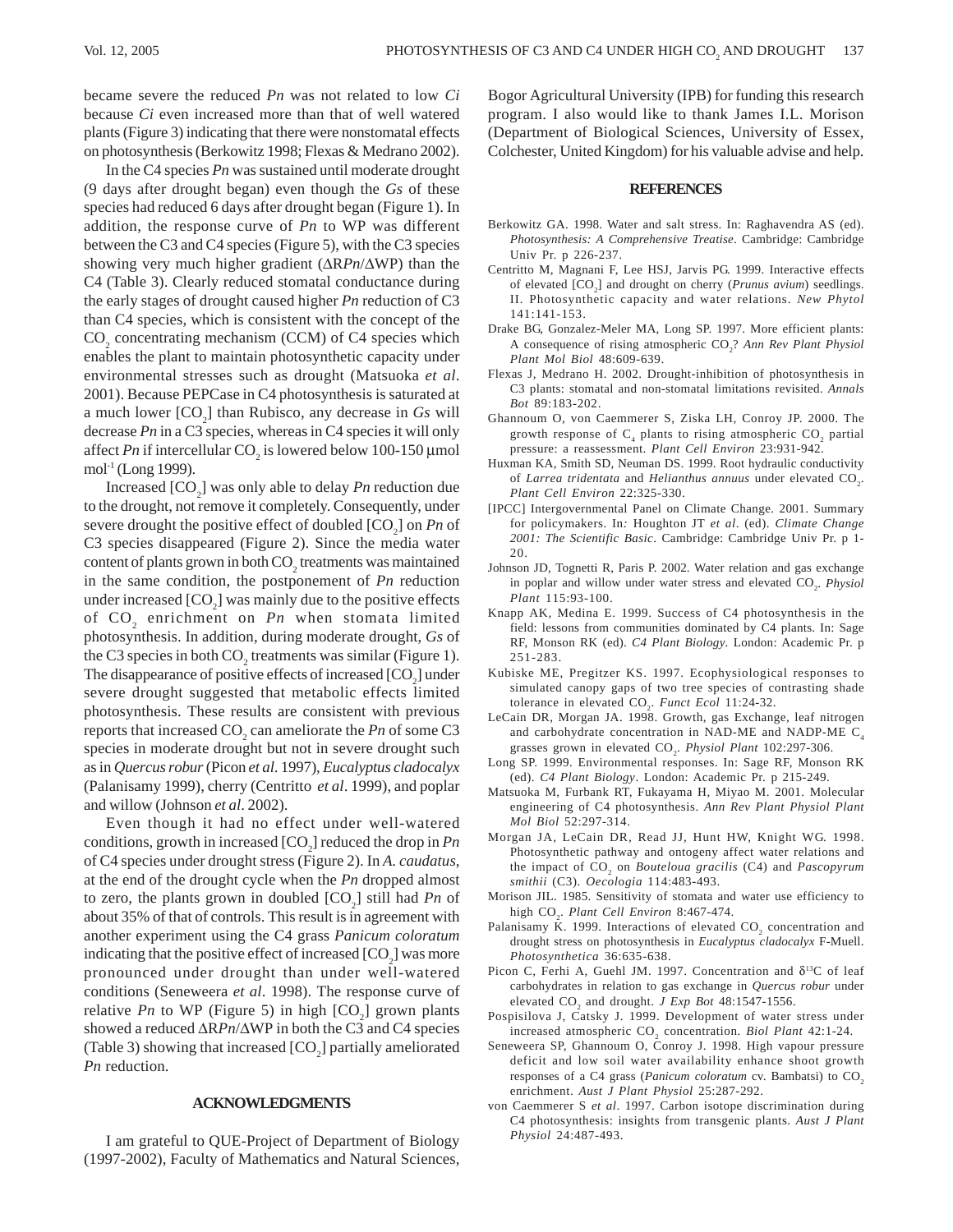became severe the reduced *Pn* was not related to low *Ci* because *Ci* even increased more than that of well watered plants (Figure 3) indicating that there were nonstomatal effects on photosynthesis (Berkowitz 1998; Flexas & Medrano 2002).

In the C4 species *Pn* was sustained until moderate drought (9 days after drought began) even though the *Gs* of these species had reduced 6 days after drought began (Figure 1). In addition, the response curve of *Pn* to WP was different between the C3 and C4 species (Figure 5), with the C3 species showing very much higher gradient ($\Delta$R*Pn*/$\Delta$WP) than the C4 (Table 3). Clearly reduced stomatal conductance during the early stages of drought caused higher *Pn* reduction of C3 than C4 species, which is consistent with the concept of the $CO_2$ concentrating mechanism (CCM) of C4 species which enables the plant to maintain photosynthetic capacity under environmental stresses such as drought (Matsuoka *et al*. 2001). Because PEPCase in C4 photosynthesis is saturated at a much lower [$CO_2$] than Rubisco, any decrease in *Gs* will decrease *Pn* in a C3 species, whereas in C4 species it will only affect *Pn* if intercellular $CO_2$ is lowered below 100-150 µmol $mol^{-1}$ (Long 1999).

Increased [$CO_2$] was only able to delay *Pn* reduction due to the drought, not remove it completely. Consequently, under severe drought the positive effect of doubled [$CO_2$] on *Pn* of C3 species disappeared (Figure 2). Since the media water content of plants grown in both $CO_2$ treatments was maintained in the same condition, the postponement of *Pn* reduction under increased [$CO_2$] was mainly due to the positive effects of $CO_2$ enrichment on *Pn* when stomata limited photosynthesis. In addition, during moderate drought, *Gs* of the C3 species in both $CO_2$ treatments was similar (Figure 1). The disappearance of positive effects of increased [$CO_2$] under severe drought suggested that metabolic effects limited photosynthesis. These results are consistent with previous reports that increased $CO_2$ can ameliorate the *Pn* of some C3 species in moderate drought but not in severe drought such as in *Quercus robur* (Picon *et al*. 1997), *Eucalyptus cladocalyx* (Palanisamy 1999), cherry (Centritto *et al*. 1999), and poplar and willow (Johnson *et al*. 2002).

Even though it had no effect under well-watered conditions, growth in increased [$CO_2$] reduced the drop in *Pn* of C4 species under drought stress (Figure 2). In *A. caudatus*, at the end of the drought cycle when the *Pn* dropped almost to zero, the plants grown in doubled [$CO_2$] still had *Pn* of about 35% of that of controls. This result is in agreement with another experiment using the C4 grass *Panicum coloratum* indicating that the positive effect of increased [$CO_2$] was more pronounced under drought than under well-watered conditions (Seneweera *et al*. 1998). The response curve of relative *Pn* to WP (Figure 5) in high [$CO_2$] grown plants showed a reduced $\Delta$R*Pn*/$\Delta$WP in both the C3 and C4 species (Table 3) showing that increased [$CO_2$] partially ameliorated *Pn* reduction.

## ACKNOWLEDGMENTS

I am grateful to QUE-Project of Department of Biology (1997-2002), Faculty of Mathematics and Natural Sciences, Bogor Agricultural University (IPB) for funding this research program. I also would like to thank James I.L. Morison (Department of Biological Sciences, University of Essex, Colchester, United Kingdom) for his valuable advise and help.

## REFERENCES

Berkowitz GA. 1998. Water and salt stress. In: Raghavendra AS (ed). *Photosynthesis: A Comprehensive Treatise*. Cambridge: Cambridge Univ Pr. p 226-237.

Centritto M, Magnani F, Lee HSJ, Jarvis PG. 1999. Interactive effects of elevated [$CO_2$] and drought on cherry (*Prunus avium*) seedlings. II. Photosynthetic capacity and water relations. *New Phytol* 141:141-153.

Drake BG, Gonzalez-Meler MA, Long SP. 1997. More efficient plants: A consequence of rising atmospheric $CO_2$? *Ann Rev Plant Physiol Plant Mol Biol* 48:609-639.

Flexas J, Medrano H. 2002. Drought-inhibition of photosynthesis in C3 plants: stomatal and non-stomatal limitations revisited. *Annals Bot* 89:183-202.

Ghannoum O, von Caemmerer S, Ziska LH, Conroy JP. 2000. The growth response of $C_4$ plants to rising atmospheric $CO_2$ partial pressure: a reassessment. *Plant Cell Environ* 23:931-942.

Huxman KA, Smith SD, Neuman DS. 1999. Root hydraulic conductivity of *Larrea tridentata* and *Helianthus annuus* under elevated $CO_2$. *Plant Cell Environ* 22:325-330.

[IPCC] Intergovernmental Panel on Climate Change. 2001. Summary for policymakers. In: Houghton JT *et al*. (ed). *Climate Change 2001: The Scientific Basic*. Cambridge: Cambridge Univ Pr. p 1-20.

Johnson JD, Tognetti R, Paris P. 2002. Water relation and gas exchange in poplar and willow under water stress and elevated $CO_2$. *Physiol Plant* 115:93-100.

Knapp AK, Medina E. 1999. Success of C4 photosynthesis in the field: lessons from communities dominated by C4 plants. In: Sage RF, Monson RK (ed). *C4 Plant Biology*. London: Academic Pr. p 251-283.

Kubiske ME, Pregitzer KS. 1997. Ecophysiological responses to simulated canopy gaps of two tree species of contrasting shade tolerance in elevated $CO_2$. *Funct Ecol* 11:24-32.

LeCain DR, Morgan JA. 1998. Growth, gas Exchange, leaf nitrogen and carbohydrate concentration in NAD-ME and NADP-ME $C_4$ grasses grown in elevated $CO_2$. *Physiol Plant* 102:297-306.

Long SP. 1999. Environmental responses. In: Sage RF, Monson RK (ed). *C4 Plant Biology*. London: Academic Pr. p 215-249.

Matsuoka M, Furbank RT, Fukayama H, Miyao M. 2001. Molecular engineering of C4 photosynthesis. *Ann Rev Plant Physiol Plant Mol Biol* 52:297-314.

Morgan JA, LeCain DR, Read JJ, Hunt HW, Knight WG. 1998. Photosynthetic pathway and ontogeny affect water relations and the impact of $CO_2$ on *Bouteloua gracilis* (C4) and *Pascopyrum smithii* (C3). *Oecologia* 114:483-493.

Morison JIL. 1985. Sensitivity of stomata and water use efficiency to high $CO_2$. *Plant Cell Environ* 8:467-474.

Palanisamy K. 1999. Interactions of elevated $CO_2$ concentration and drought stress on photosynthesis in *Eucalyptus cladocalyx* F-Muell. *Photosynthetica* 36:635-638.

Picon C, Ferhi A, Guehl JM. 1997. Concentration and $\delta^{13}C$ of leaf carbohydrates in relation to gas exchange in *Quercus robur* under elevated $CO_2$ and drought. *J Exp Bot* 48:1547-1556.

Pospisilova J, Catsky J. 1999. Development of water stress under increased atmospheric $CO_2$ concentration. *Biol Plant* 42:1-24.

Seneweera SP, Ghannoum O, Conroy J. 1998. High vapour pressure deficit and low soil water availability enhance shoot growth responses of a C4 grass (*Panicum coloratum* cv. Bambatsi) to $CO_2$ enrichment. *Aust J Plant Physiol* 25:287-292.

von Caemmerer S *et al*. 1997. Carbon isotope discrimination during C4 photosynthesis: insights from transgenic plants. *Aust J Plant Physiol* 24:487-493.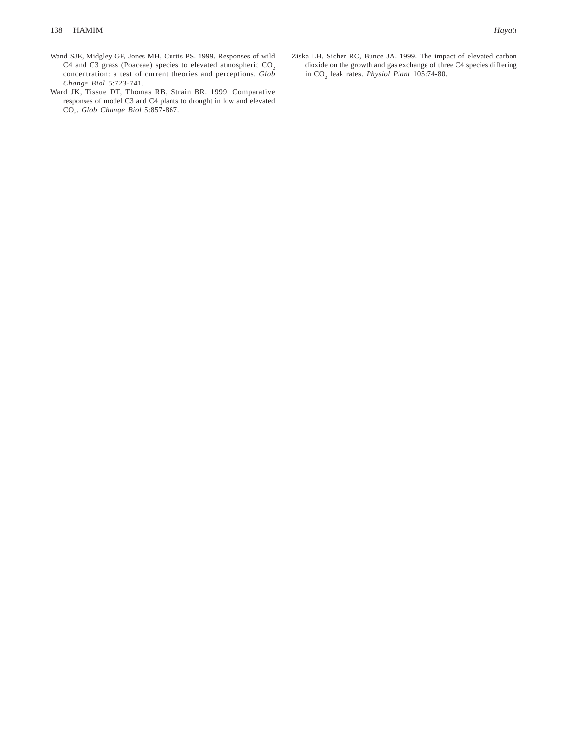Wand SJE, Midgley GF, Jones MH, Curtis PS. 1999. Responses of wild C4 and C3 grass (Poaceae) species to elevated atmospheric $CO_2$ concentration: a test of current theories and perceptions. *Glob Change Biol* 5:723-741.

Ward JK, Tissue DT, Thomas RB, Strain BR. 1999. Comparative responses of model C3 and C4 plants to drought in low and elevated $CO_2$. *Glob Change Biol* 5:857-867.

Ziska LH, Sicher RC, Bunce JA. 1999. The impact of elevated carbon dioxide on the growth and gas exchange of three C4 species differing in $CO_2$ leak rates. *Physiol Plant* 105:74-80.